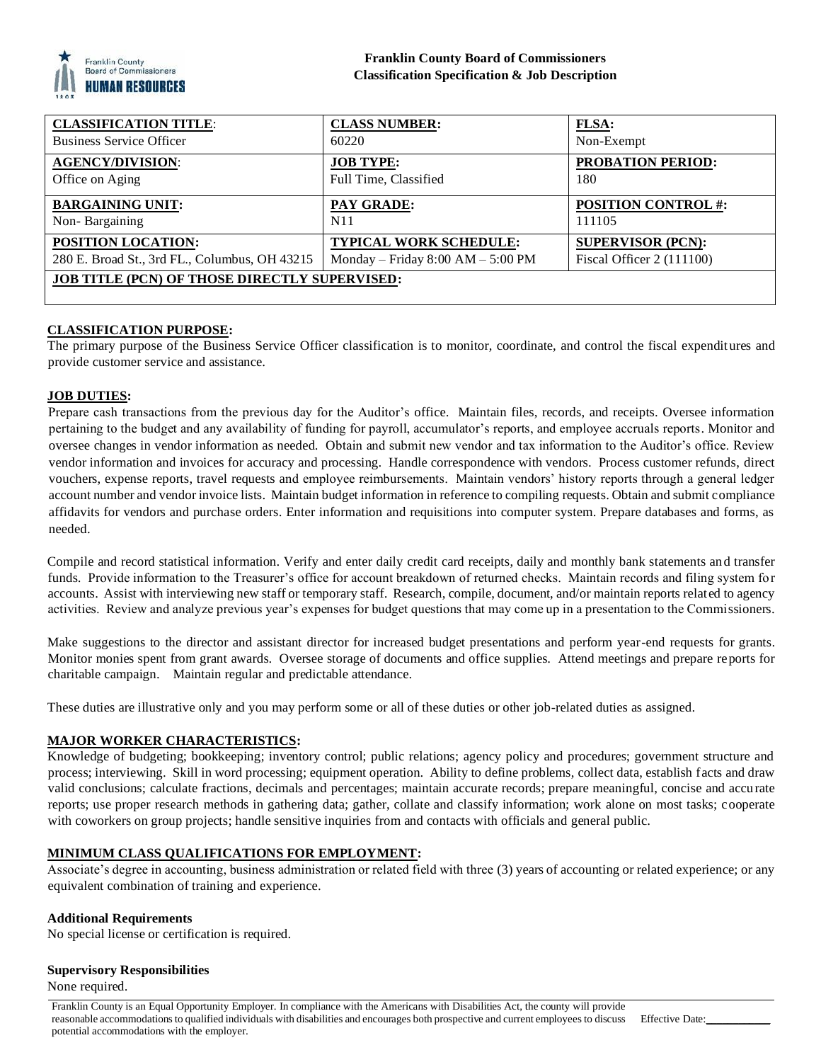**Franklin County Board of Commissioners**
**Classification Specification & Job Description**

| **CLASSIFICATION TITLE**: Business Service Officer | **CLASS NUMBER:** 60220 | **FLSA:** Non-Exempt |
|---|---|---|
| **AGENCY/DIVISION**: Office on Aging | **JOB TYPE:** Full Time, Classified | **PROBATION PERIOD:** 180 |
| **BARGAINING UNIT:** Non- Bargaining | **PAY GRADE:** N11 | **POSITION CONTROL #:** 111105 |
| **POSITION LOCATION:** 280 E. Broad St., 3rd FL., Columbus, OH 43215 | **TYPICAL WORK SCHEDULE:** Monday – Friday 8:00 AM – 5:00 PM | **SUPERVISOR (PCN):** Fiscal Officer 2 (111100) |
| **JOB TITLE (PCN) OF THOSE DIRECTLY SUPERVISED:** | | |

## CLASSIFICATION PURPOSE:

The primary purpose of the Business Service Officer classification is to monitor, coordinate, and control the fiscal expenditures and provide customer service and assistance.

## JOB DUTIES:

Prepare cash transactions from the previous day for the Auditor's office. Maintain files, records, and receipts. Oversee information pertaining to the budget and any availability of funding for payroll, accumulator's reports, and employee accruals reports. Monitor and oversee changes in vendor information as needed. Obtain and submit new vendor and tax information to the Auditor's office. Review vendor information and invoices for accuracy and processing. Handle correspondence with vendors. Process customer refunds, direct vouchers, expense reports, travel requests and employee reimbursements. Maintain vendors' history reports through a general ledger account number and vendor invoice lists. Maintain budget information in reference to compiling requests. Obtain and submit compliance affidavits for vendors and purchase orders. Enter information and requisitions into computer system. Prepare databases and forms, as needed.

Compile and record statistical information. Verify and enter daily credit card receipts, daily and monthly bank statements and transfer funds. Provide information to the Treasurer's office for account breakdown of returned checks. Maintain records and filing system for accounts. Assist with interviewing new staff or temporary staff. Research, compile, document, and/or maintain reports related to agency activities. Review and analyze previous year's expenses for budget questions that may come up in a presentation to the Commissioners.

Make suggestions to the director and assistant director for increased budget presentations and perform year-end requests for grants. Monitor monies spent from grant awards. Oversee storage of documents and office supplies. Attend meetings and prepare reports for charitable campaign. Maintain regular and predictable attendance.

These duties are illustrative only and you may perform some or all of these duties or other job-related duties as assigned.

## MAJOR WORKER CHARACTERISTICS:

Knowledge of budgeting; bookkeeping; inventory control; public relations; agency policy and procedures; government structure and process; interviewing. Skill in word processing; equipment operation. Ability to define problems, collect data, establish facts and draw valid conclusions; calculate fractions, decimals and percentages; maintain accurate records; prepare meaningful, concise and accurate reports; use proper research methods in gathering data; gather, collate and classify information; work alone on most tasks; cooperate with coworkers on group projects; handle sensitive inquiries from and contacts with officials and general public.

## MINIMUM CLASS QUALIFICATIONS FOR EMPLOYMENT:

Associate's degree in accounting, business administration or related field with three (3) years of accounting or related experience; or any equivalent combination of training and experience.

### Additional Requirements

No special license or certification is required.

### Supervisory Responsibilities

None required.

Franklin County is an Equal Opportunity Employer. In compliance with the Americans with Disabilities Act, the county will provide reasonable accommodations to qualified individuals with disabilities and encourages both prospective and current employees to discuss potential accommodations with the employer. Effective Date:\_\_\_\_\_\_\_\_\_\_\_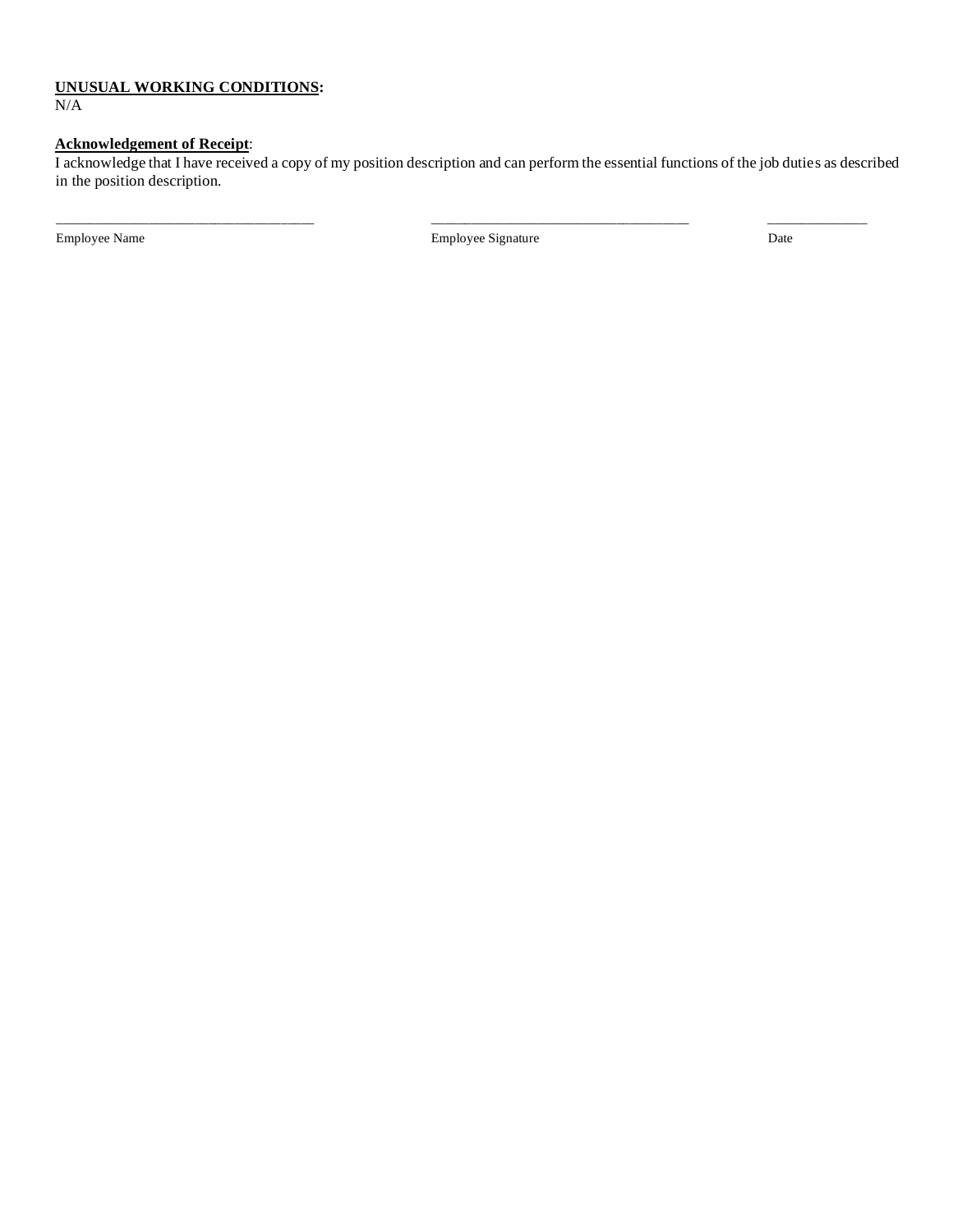**UNUSUAL WORKING CONDITIONS:**
N/A

**Acknowledgement of Receipt**:
I acknowledge that I have received a copy of my position description and can perform the essential functions of the job duties as described in the position description.

| | | |
|---|---|---|
| ______________________________________ | ______________________________________ | _______________ |
| Employee Name | Employee Signature | Date |